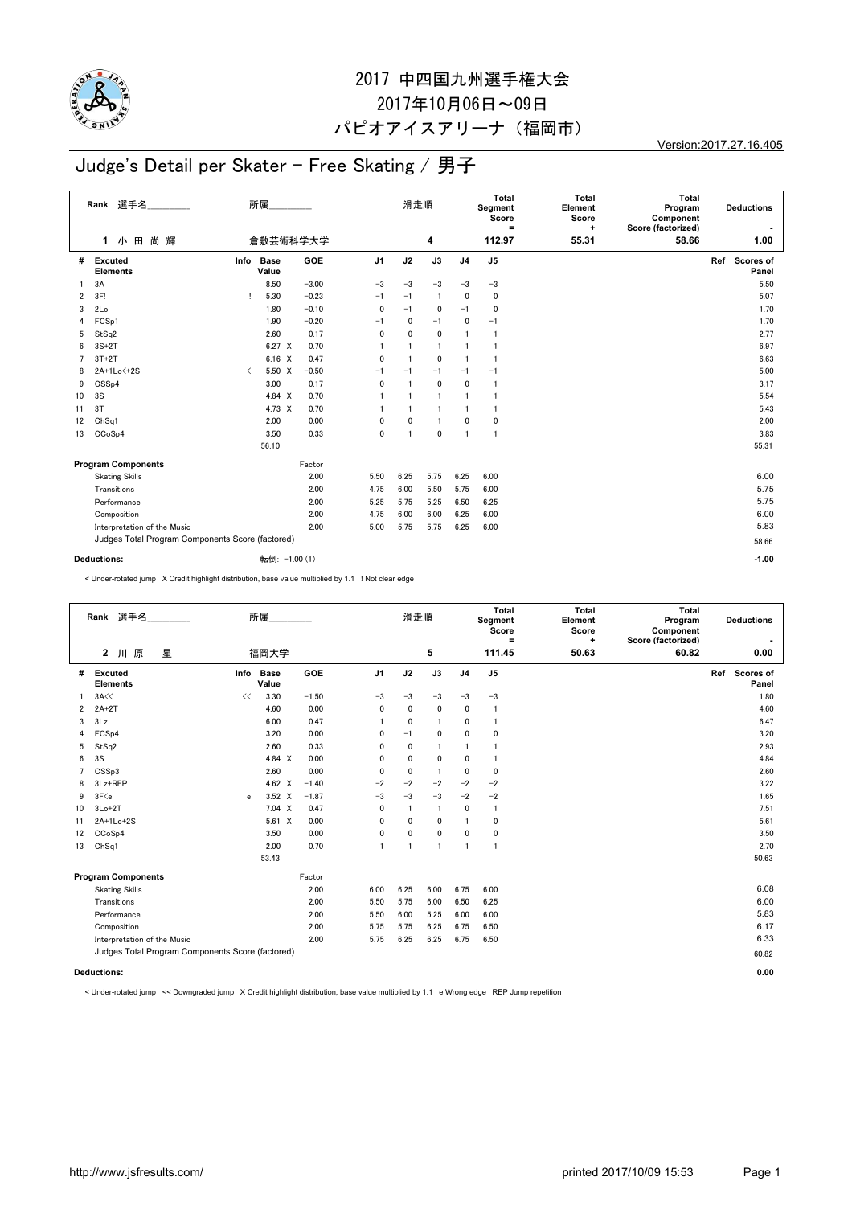# 2017 中四国九州選手権大会
# 2017年10月06日～09日
# パピオアイスアリーナ（福岡市）

Version:2017.27.16.405

## Judge's Detail per Skater - Free Skating / 男子

| Rank | 選手名 | 所属 | 滑走順 | Total Segment Score = | Total Element Score + | Total Program Component Score (factorized) | Deductions - |
|---|---|---|---|---|---|---|---|
| 1 | 小 田 尚 輝 | 倉敷芸術科学大学 | 4 | 112.97 | 55.31 | 58.66 | 1.00 |

| # | Excuted Elements | Info | Base Value | | GOE | J1 | J2 | J3 | J4 | J5 | Ref | Scores of Panel |
|---|---|---|---|---|---|---|---|---|---|---|---|---|
| 1 | 3A | | 8.50 | | −3.00 | −3 | −3 | −3 | −3 | −3 | | 5.50 |
| 2 | 3F! | ! | 5.30 | | −0.23 | −1 | −1 | 1 | 0 | 0 | | 5.07 |
| 3 | 2Lo | | 1.80 | | −0.10 | 0 | −1 | 0 | −1 | 0 | | 1.70 |
| 4 | FCSp1 | | 1.90 | | −0.20 | −1 | 0 | −1 | 0 | −1 | | 1.70 |
| 5 | StSq2 | | 2.60 | | 0.17 | 0 | 0 | 0 | 1 | 1 | | 2.77 |
| 6 | 3S+2T | | 6.27 | X | 0.70 | 1 | 1 | 1 | 1 | 1 | | 6.97 |
| 7 | 3T+2T | | 6.16 | X | 0.47 | 0 | 1 | 0 | 1 | 1 | | 6.63 |
| 8 | 2A+1Lo<+2S | < | 5.50 | X | −0.50 | −1 | −1 | −1 | −1 | −1 | | 5.00 |
| 9 | CSSp4 | | 3.00 | | 0.17 | 0 | 1 | 0 | 0 | 1 | | 3.17 |
| 10 | 3S | | 4.84 | X | 0.70 | 1 | 1 | 1 | 1 | 1 | | 5.54 |
| 11 | 3T | | 4.73 | X | 0.70 | 1 | 1 | 1 | 1 | 1 | | 5.43 |
| 12 | ChSq1 | | 2.00 | | 0.00 | 0 | 0 | 1 | 0 | 0 | | 2.00 |
| 13 | CCoSp4 | | 3.50 | | 0.33 | 0 | 1 | 0 | 1 | 1 | | 3.83 |
| | | | 56.10 | | | | | | | | | 55.31 |

| Program Components | Factor | J1 | J2 | J3 | J4 | J5 | Scores of Panel |
|---|---|---|---|---|---|---|---|
| Skating Skills | 2.00 | 5.50 | 6.25 | 5.75 | 6.25 | 6.00 | 6.00 |
| Transitions | 2.00 | 4.75 | 6.00 | 5.50 | 5.75 | 6.00 | 5.75 |
| Performance | 2.00 | 5.25 | 5.75 | 5.25 | 6.50 | 6.25 | 5.75 |
| Composition | 2.00 | 4.75 | 6.00 | 6.00 | 6.25 | 6.00 | 6.00 |
| Interpretation of the Music | 2.00 | 5.00 | 5.75 | 5.75 | 6.25 | 6.00 | 5.83 |
| Judges Total Program Components Score (factored) | | | | | | | 58.66 |

**Deductions:** 転倒: −1.00 (1) **-1.00**

< Under-rotated jump X Credit highlight distribution, base value multiplied by 1.1 ! Not clear edge

| Rank | 選手名 | 所属 | 滑走順 | Total Segment Score = | Total Element Score + | Total Program Component Score (factorized) | Deductions - |
|---|---|---|---|---|---|---|---|
| 2 | 川 原 星 | 福岡大学 | 5 | 111.45 | 50.63 | 60.82 | 0.00 |

| # | Excuted Elements | Info | Base Value | | GOE | J1 | J2 | J3 | J4 | J5 | Ref | Scores of Panel |
|---|---|---|---|---|---|---|---|---|---|---|---|---|
| 1 | 3A<< | << | 3.30 | | −1.50 | −3 | −3 | −3 | −3 | −3 | | 1.80 |
| 2 | 2A+2T | | 4.60 | | 0.00 | 0 | 0 | 0 | 0 | 1 | | 4.60 |
| 3 | 3Lz | | 6.00 | | 0.47 | 1 | 0 | 1 | 0 | 1 | | 6.47 |
| 4 | FCSp4 | | 3.20 | | 0.00 | 0 | −1 | 0 | 0 | 0 | | 3.20 |
| 5 | StSq2 | | 2.60 | | 0.33 | 0 | 0 | 1 | 1 | 1 | | 2.93 |
| 6 | 3S | | 4.84 | X | 0.00 | 0 | 0 | 0 | 0 | 1 | | 4.84 |
| 7 | CSSp3 | | 2.60 | | 0.00 | 0 | 0 | 1 | 0 | 0 | | 2.60 |
| 8 | 3Lz+REP | | 4.62 | X | −1.40 | −2 | −2 | −2 | −2 | −2 | | 3.22 |
| 9 | 3F<e | e | 3.52 | X | −1.87 | −3 | −3 | −3 | −2 | −2 | | 1.65 |
| 10 | 3Lo+2T | | 7.04 | X | 0.47 | 0 | 1 | 1 | 0 | 1 | | 7.51 |
| 11 | 2A+1Lo+2S | | 5.61 | X | 0.00 | 0 | 0 | 0 | 1 | 0 | | 5.61 |
| 12 | CCoSp4 | | 3.50 | | 0.00 | 0 | 0 | 0 | 0 | 0 | | 3.50 |
| 13 | ChSq1 | | 2.00 | | 0.70 | 1 | 1 | 1 | 1 | 1 | | 2.70 |
| | | | 53.43 | | | | | | | | | 50.63 |

| Program Components | Factor | J1 | J2 | J3 | J4 | J5 | Scores of Panel |
|---|---|---|---|---|---|---|---|
| Skating Skills | 2.00 | 6.00 | 6.25 | 6.00 | 6.75 | 6.00 | 6.08 |
| Transitions | 2.00 | 5.50 | 5.75 | 6.00 | 6.50 | 6.25 | 6.00 |
| Performance | 2.00 | 5.50 | 6.00 | 5.25 | 6.00 | 6.00 | 5.83 |
| Composition | 2.00 | 5.75 | 5.75 | 6.25 | 6.75 | 6.50 | 6.17 |
| Interpretation of the Music | 2.00 | 5.75 | 6.25 | 6.25 | 6.75 | 6.50 | 6.33 |
| Judges Total Program Components Score (factored) | | | | | | | 60.82 |

**Deductions:** **0.00**

< Under-rotated jump << Downgraded jump X Credit highlight distribution, base value multiplied by 1.1 e Wrong edge REP Jump repetition

http://www.jsfresults.com/ printed 2017/10/09 15:53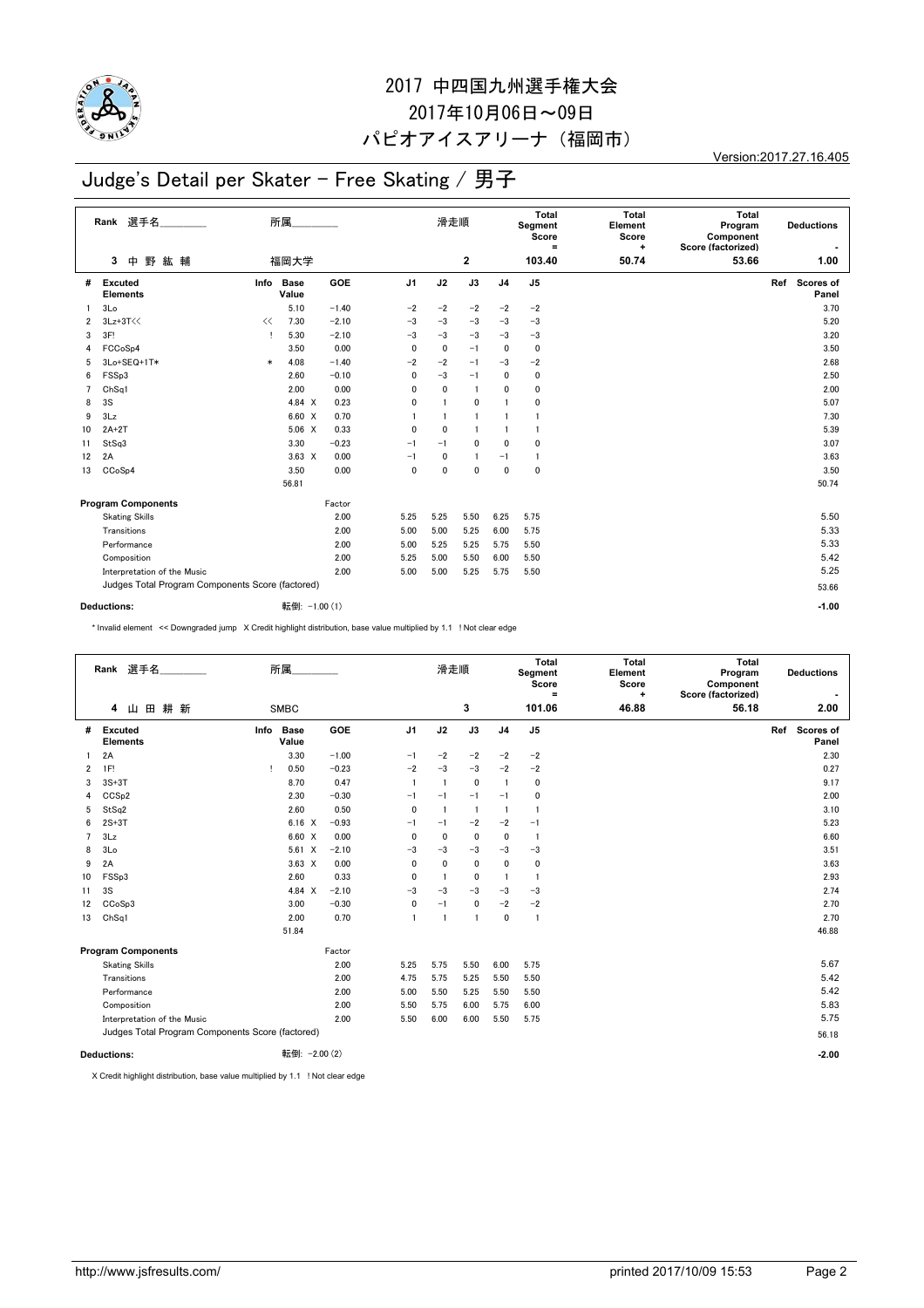# 2017 中四国九州選手権大会

2017年10月06日～09日

パピオアイスアリーナ（福岡市）

Version:2017.27.16.405

## Judge's Detail per Skater - Free Skating / 男子

| Rank | 選手名 | 所属 | 滑走順 | Total Segment Score = | Total Element Score + | Total Program Component Score (factorized) | Deductions - |
|---|---|---|---|---|---|---|---|
| 3 | 中 野 紘 輔 | 福岡大学 | 2 | 103.40 | 50.74 | 53.66 | 1.00 |

| # | Excuted Elements | Info | Base Value | | GOE | J1 | J2 | J3 | J4 | J5 | Ref | Scores of Panel |
|---|---|---|---|---|---|---|---|---|---|---|---|---|
| 1 | 3Lo | | 5.10 | | −1.40 | −2 | −2 | −2 | −2 | −2 | | 3.70 |
| 2 | 3Lz+3T<< | << | 7.30 | | −2.10 | −3 | −3 | −3 | −3 | −3 | | 5.20 |
| 3 | 3F! | ! | 5.30 | | −2.10 | −3 | −3 | −3 | −3 | −3 | | 3.20 |
| 4 | FCCoSp4 | | 3.50 | | 0.00 | 0 | 0 | −1 | 0 | 0 | | 3.50 |
| 5 | 3Lo+SEQ+1T* | * | 4.08 | | −1.40 | −2 | −2 | −1 | −3 | −2 | | 2.68 |
| 6 | FSSp3 | | 2.60 | | −0.10 | 0 | −3 | −1 | 0 | 0 | | 2.50 |
| 7 | ChSq1 | | 2.00 | | 0.00 | 0 | 0 | 1 | 0 | 0 | | 2.00 |
| 8 | 3S | | 4.84 | X | 0.23 | 0 | 1 | 0 | 1 | 0 | | 5.07 |
| 9 | 3Lz | | 6.60 | X | 0.70 | 1 | 1 | 1 | 1 | 1 | | 7.30 |
| 10 | 2A+2T | | 5.06 | X | 0.33 | 0 | 0 | 1 | 1 | 1 | | 5.39 |
| 11 | StSq3 | | 3.30 | | −0.23 | −1 | −1 | 0 | 0 | 0 | | 3.07 |
| 12 | 2A | | 3.63 | X | 0.00 | −1 | 0 | 1 | −1 | 1 | | 3.63 |
| 13 | CCoSp4 | | 3.50 | | 0.00 | 0 | 0 | 0 | 0 | 0 | | 3.50 |
| | | | 56.81 | | | | | | | | | 50.74 |

| Program Components | Factor | J1 | J2 | J3 | J4 | J5 | Scores of Panel |
|---|---|---|---|---|---|---|---|
| Skating Skills | 2.00 | 5.25 | 5.25 | 5.50 | 6.25 | 5.75 | 5.50 |
| Transitions | 2.00 | 5.00 | 5.00 | 5.25 | 6.00 | 5.75 | 5.33 |
| Performance | 2.00 | 5.00 | 5.25 | 5.25 | 5.75 | 5.50 | 5.33 |
| Composition | 2.00 | 5.25 | 5.00 | 5.50 | 6.00 | 5.50 | 5.42 |
| Interpretation of the Music | 2.00 | 5.00 | 5.00 | 5.25 | 5.75 | 5.50 | 5.25 |
| Judges Total Program Components Score (factored) | | | | | | | 53.66 |

**Deductions:** 転倒: −1.00 (1) **-1.00**

\* Invalid element << Downgraded jump X Credit highlight distribution, base value multiplied by 1.1 ! Not clear edge

| Rank | 選手名 | 所属 | 滑走順 | Total Segment Score = | Total Element Score + | Total Program Component Score (factorized) | Deductions - |
|---|---|---|---|---|---|---|---|
| 4 | 山 田 耕 新 | SMBC | 3 | 101.06 | 46.88 | 56.18 | 2.00 |

| # | Excuted Elements | Info | Base Value | | GOE | J1 | J2 | J3 | J4 | J5 | Ref | Scores of Panel |
|---|---|---|---|---|---|---|---|---|---|---|---|---|
| 1 | 2A | | 3.30 | | −1.00 | −1 | −2 | −2 | −2 | −2 | | 2.30 |
| 2 | 1F! | ! | 0.50 | | −0.23 | −2 | −3 | −3 | −2 | −2 | | 0.27 |
| 3 | 3S+3T | | 8.70 | | 0.47 | 1 | 1 | 0 | 1 | 0 | | 9.17 |
| 4 | CCSp2 | | 2.30 | | −0.30 | −1 | −1 | −1 | −1 | 0 | | 2.00 |
| 5 | StSq2 | | 2.60 | | 0.50 | 0 | 1 | 1 | 1 | 1 | | 3.10 |
| 6 | 2S+3T | | 6.16 | X | −0.93 | −1 | −1 | −2 | −2 | −1 | | 5.23 |
| 7 | 3Lz | | 6.60 | X | 0.00 | 0 | 0 | 0 | 0 | 1 | | 6.60 |
| 8 | 3Lo | | 5.61 | X | −2.10 | −3 | −3 | −3 | −3 | −3 | | 3.51 |
| 9 | 2A | | 3.63 | X | 0.00 | 0 | 0 | 0 | 0 | 0 | | 3.63 |
| 10 | FSSp3 | | 2.60 | | 0.33 | 0 | 1 | 0 | 1 | 1 | | 2.93 |
| 11 | 3S | | 4.84 | X | −2.10 | −3 | −3 | −3 | −3 | −3 | | 2.74 |
| 12 | CCoSp3 | | 3.00 | | −0.30 | 0 | −1 | 0 | −2 | −2 | | 2.70 |
| 13 | ChSq1 | | 2.00 | | 0.70 | 1 | 1 | 1 | 0 | 1 | | 2.70 |
| | | | 51.84 | | | | | | | | | 46.88 |

| Program Components | Factor | J1 | J2 | J3 | J4 | J5 | Scores of Panel |
|---|---|---|---|---|---|---|---|
| Skating Skills | 2.00 | 5.25 | 5.75 | 5.50 | 6.00 | 5.75 | 5.67 |
| Transitions | 2.00 | 4.75 | 5.75 | 5.25 | 5.50 | 5.50 | 5.42 |
| Performance | 2.00 | 5.00 | 5.50 | 5.25 | 5.50 | 5.50 | 5.42 |
| Composition | 2.00 | 5.50 | 5.75 | 6.00 | 5.75 | 6.00 | 5.83 |
| Interpretation of the Music | 2.00 | 5.50 | 6.00 | 6.00 | 5.50 | 5.75 | 5.75 |
| Judges Total Program Components Score (factored) | | | | | | | 56.18 |

**Deductions:** 転倒: −2.00 (2) **-2.00**

X Credit highlight distribution, base value multiplied by 1.1 ! Not clear edge

http://www.jsfresults.com/ printed 2017/10/09 15:53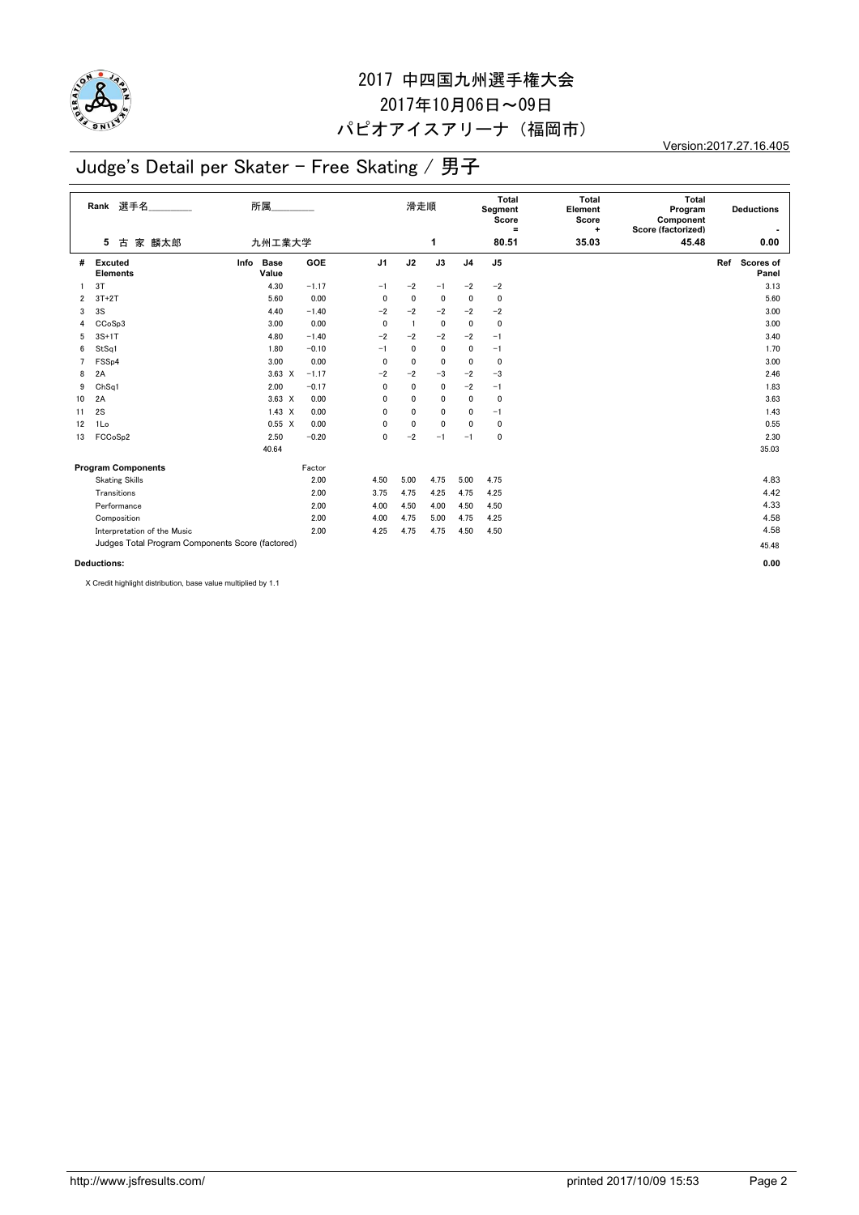# 2017 中四国九州選手権大会

2017年10月06日～09日

パピオアイスアリーナ（福岡市）

Version:2017.27.16.405

## Judge's Detail per Skater - Free Skating / 男子

| Rank | 選手名 | 所属 | 滑走順 | Total Segment Score = | Total Element Score + | Total Program Component Score (factorized) | Deductions - |
|---|---|---|---|---|---|---|---|
| 5 | 古 家 麟太郎 | 九州工業大学 | 1 | 80.51 | 35.03 | 45.48 | 0.00 |

| # | Excuted Elements | Info | Base Value | | GOE | J1 | J2 | J3 | J4 | J5 | Ref | Scores of Panel |
|---|---|---|---|---|---|---|---|---|---|---|---|---|
| 1 | 3T | | 4.30 | | −1.17 | −1 | −2 | −1 | −2 | −2 | | 3.13 |
| 2 | 3T+2T | | 5.60 | | 0.00 | 0 | 0 | 0 | 0 | 0 | | 5.60 |
| 3 | 3S | | 4.40 | | −1.40 | −2 | −2 | −2 | −2 | −2 | | 3.00 |
| 4 | CCoSp3 | | 3.00 | | 0.00 | 0 | 1 | 0 | 0 | 0 | | 3.00 |
| 5 | 3S+1T | | 4.80 | | −1.40 | −2 | −2 | −2 | −2 | −1 | | 3.40 |
| 6 | StSq1 | | 1.80 | | −0.10 | −1 | 0 | 0 | 0 | −1 | | 1.70 |
| 7 | FSSp4 | | 3.00 | | 0.00 | 0 | 0 | 0 | 0 | 0 | | 3.00 |
| 8 | 2A | | 3.63 | X | −1.17 | −2 | −2 | −3 | −2 | −3 | | 2.46 |
| 9 | ChSq1 | | 2.00 | | −0.17 | 0 | 0 | 0 | −2 | −1 | | 1.83 |
| 10 | 2A | | 3.63 | X | 0.00 | 0 | 0 | 0 | 0 | 0 | | 3.63 |
| 11 | 2S | | 1.43 | X | 0.00 | 0 | 0 | 0 | 0 | −1 | | 1.43 |
| 12 | 1Lo | | 0.55 | X | 0.00 | 0 | 0 | 0 | 0 | 0 | | 0.55 |
| 13 | FCCoSp2 | | 2.50 | | −0.20 | 0 | −2 | −1 | −1 | 0 | | 2.30 |
| | | | 40.64 | | | | | | | | | 35.03 |

| Program Components | Factor | J1 | J2 | J3 | J4 | J5 | Scores of Panel |
|---|---|---|---|---|---|---|---|
| Skating Skills | 2.00 | 4.50 | 5.00 | 4.75 | 5.00 | 4.75 | 4.83 |
| Transitions | 2.00 | 3.75 | 4.75 | 4.25 | 4.75 | 4.25 | 4.42 |
| Performance | 2.00 | 4.00 | 4.50 | 4.00 | 4.50 | 4.50 | 4.33 |
| Composition | 2.00 | 4.00 | 4.75 | 5.00 | 4.75 | 4.25 | 4.58 |
| Interpretation of the Music | 2.00 | 4.25 | 4.75 | 4.75 | 4.50 | 4.50 | 4.58 |
| Judges Total Program Components Score (factored) | | | | | | | 45.48 |

**Deductions:** 0.00

X Credit highlight distribution, base value multiplied by 1.1

http://www.jsfresults.com/ printed 2017/10/09 15:53